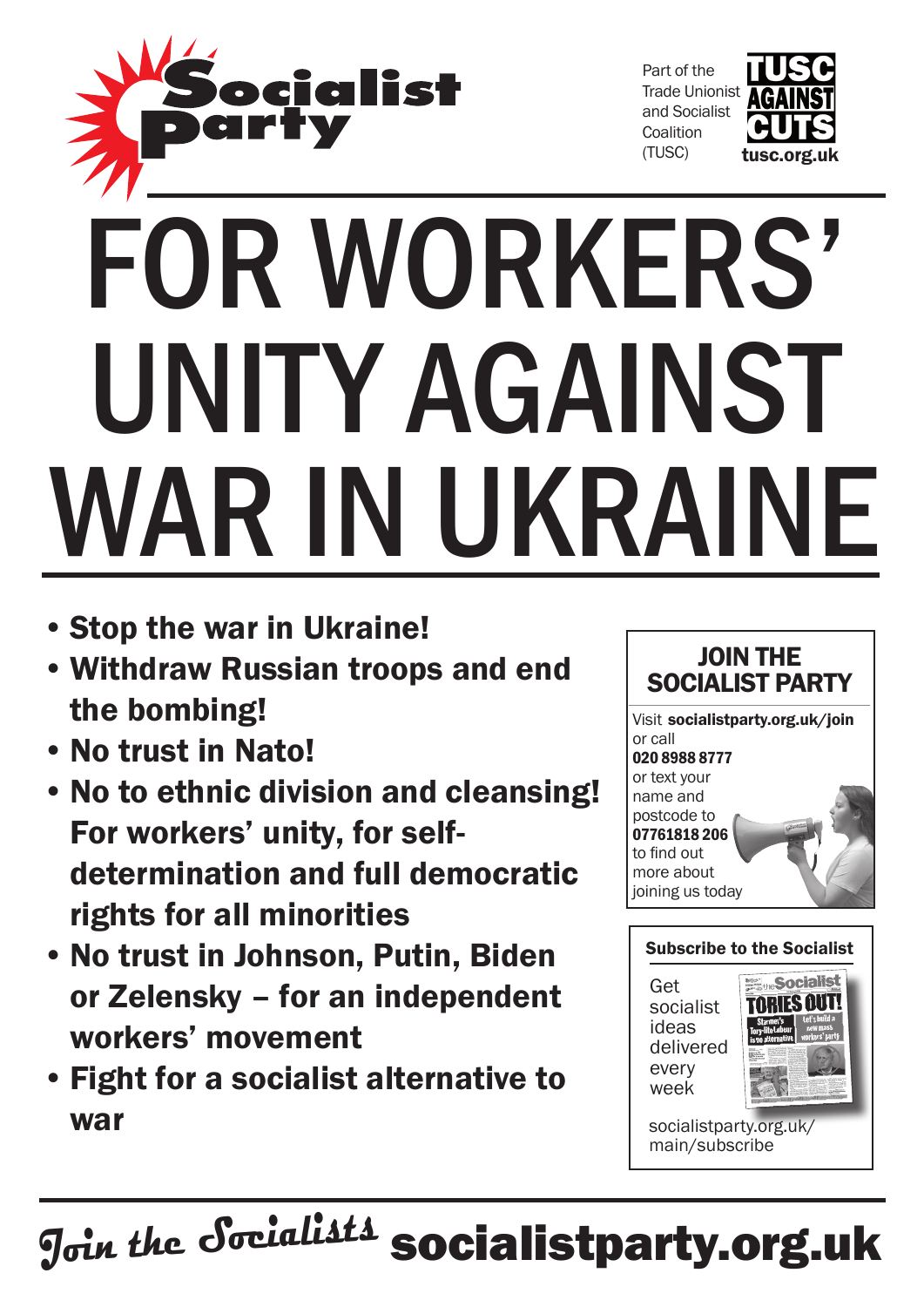Socialist Party

Part of the Trade Unionist and Socialist Coalition (TUSC)

TUSC AGAINST CUTS
tusc.org.uk

# FOR WORKERS' UNITY AGAINST WAR IN UKRAINE

- **Stop the war in Ukraine!**
- **Withdraw Russian troops and end the bombing!**
- **No trust in Nato!**
- **No to ethnic division and cleansing! For workers' unity, for self-determination and full democratic rights for all minorities**
- **No trust in Johnson, Putin, Biden or Zelensky – for an independent workers' movement**
- **Fight for a socialist alternative to war**

## JOIN THE SOCIALIST PARTY

Visit **socialistparty.org.uk/join** or call **020 8988 8777** or text your name and postcode to **07761818 206** to find out more about joining us today

### Subscribe to the Socialist

Get socialist ideas delivered every week

socialistparty.org.uk/main/subscribe

*Join the Socialists* **socialistparty.org.uk**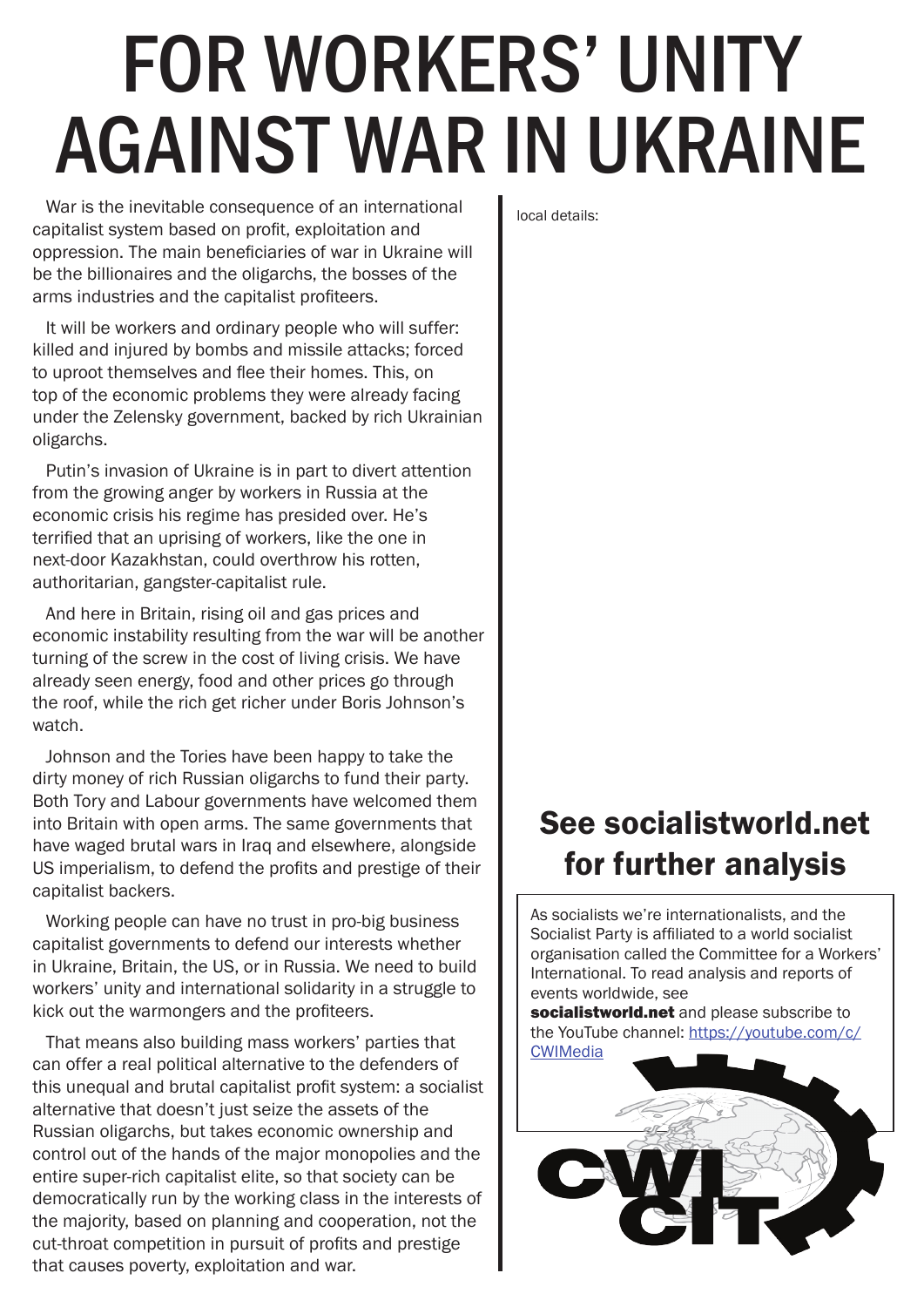# FOR WORKERS' UNITY AGAINST WAR IN UKRAINE

War is the inevitable consequence of an international capitalist system based on profit, exploitation and oppression. The main beneficiaries of war in Ukraine will be the billionaires and the oligarchs, the bosses of the arms industries and the capitalist profiteers.

It will be workers and ordinary people who will suffer: killed and injured by bombs and missile attacks; forced to uproot themselves and flee their homes. This, on top of the economic problems they were already facing under the Zelensky government, backed by rich Ukrainian oligarchs.

Putin's invasion of Ukraine is in part to divert attention from the growing anger by workers in Russia at the economic crisis his regime has presided over. He's terrified that an uprising of workers, like the one in next-door Kazakhstan, could overthrow his rotten, authoritarian, gangster-capitalist rule.

And here in Britain, rising oil and gas prices and economic instability resulting from the war will be another turning of the screw in the cost of living crisis. We have already seen energy, food and other prices go through the roof, while the rich get richer under Boris Johnson's watch.

Johnson and the Tories have been happy to take the dirty money of rich Russian oligarchs to fund their party. Both Tory and Labour governments have welcomed them into Britain with open arms. The same governments that have waged brutal wars in Iraq and elsewhere, alongside US imperialism, to defend the profits and prestige of their capitalist backers.

Working people can have no trust in pro-big business capitalist governments to defend our interests whether in Ukraine, Britain, the US, or in Russia. We need to build workers' unity and international solidarity in a struggle to kick out the warmongers and the profiteers.

That means also building mass workers' parties that can offer a real political alternative to the defenders of this unequal and brutal capitalist profit system: a socialist alternative that doesn't just seize the assets of the Russian oligarchs, but takes economic ownership and control out of the hands of the major monopolies and the entire super-rich capitalist elite, so that society can be democratically run by the working class in the interests of the majority, based on planning and cooperation, not the cut-throat competition in pursuit of profits and prestige that causes poverty, exploitation and war.

local details:

## See socialistworld.net for further analysis

As socialists we're internationalists, and the Socialist Party is affiliated to a world socialist organisation called the Committee for a Workers' International. To read analysis and reports of events worldwide, see **socialistworld.net** and please subscribe to the YouTube channel: https://youtube.com/c/CWIMedia

CWI CIT